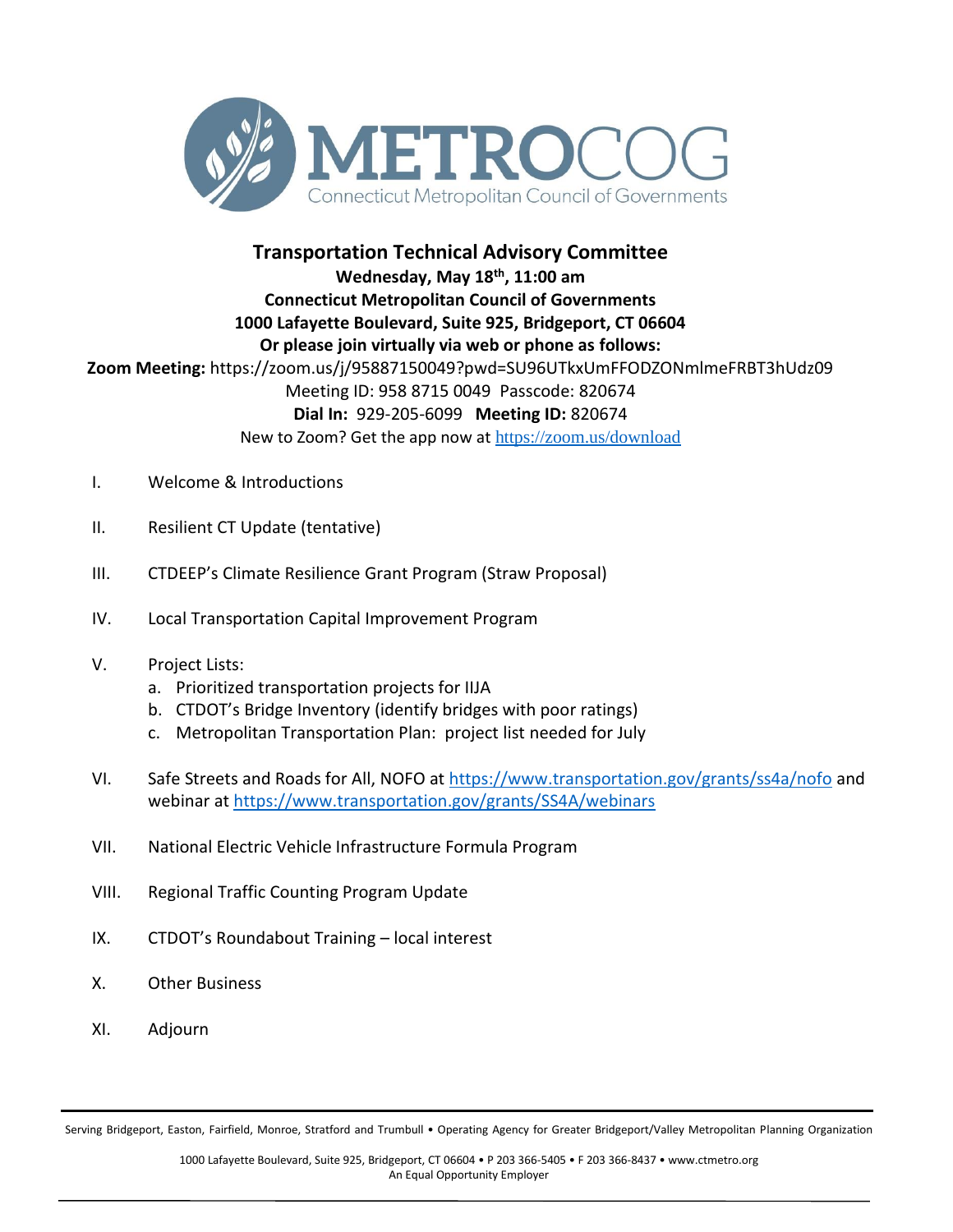# METROCOG

Connecticut Metropolitan Council of Governments

## Transportation Technical Advisory Committee

**Wednesday, May 18th, 11:00 am**
**Connecticut Metropolitan Council of Governments**
**1000 Lafayette Boulevard, Suite 925, Bridgeport, CT 06604**
**Or please join virtually via web or phone as follows:**

**Zoom Meeting:** https://zoom.us/j/95887150049?pwd=SU96UTkxUmFFODZONmlmeFRBT3hUdz09
Meeting ID: 958 8715 0049 Passcode: 820674
**Dial In:** 929-205-6099 **Meeting ID:** 820674
New to Zoom? Get the app now at https://zoom.us/download

I. Welcome & Introductions

II. Resilient CT Update (tentative)

III. CTDEEP's Climate Resilience Grant Program (Straw Proposal)

IV. Local Transportation Capital Improvement Program

V. Project Lists:
   a. Prioritized transportation projects for IIJA
   b. CTDOT's Bridge Inventory (identify bridges with poor ratings)
   c. Metropolitan Transportation Plan: project list needed for July

VI. Safe Streets and Roads for All, NOFO at https://www.transportation.gov/grants/ss4a/nofo and webinar at https://www.transportation.gov/grants/SS4A/webinars

VII. National Electric Vehicle Infrastructure Formula Program

VIII. Regional Traffic Counting Program Update

IX. CTDOT's Roundabout Training – local interest

X. Other Business

XI. Adjourn

Serving Bridgeport, Easton, Fairfield, Monroe, Stratford and Trumbull • Operating Agency for Greater Bridgeport/Valley Metropolitan Planning Organization

1000 Lafayette Boulevard, Suite 925, Bridgeport, CT 06604 • P 203 366-5405 • F 203 366-8437 • www.ctmetro.org
An Equal Opportunity Employer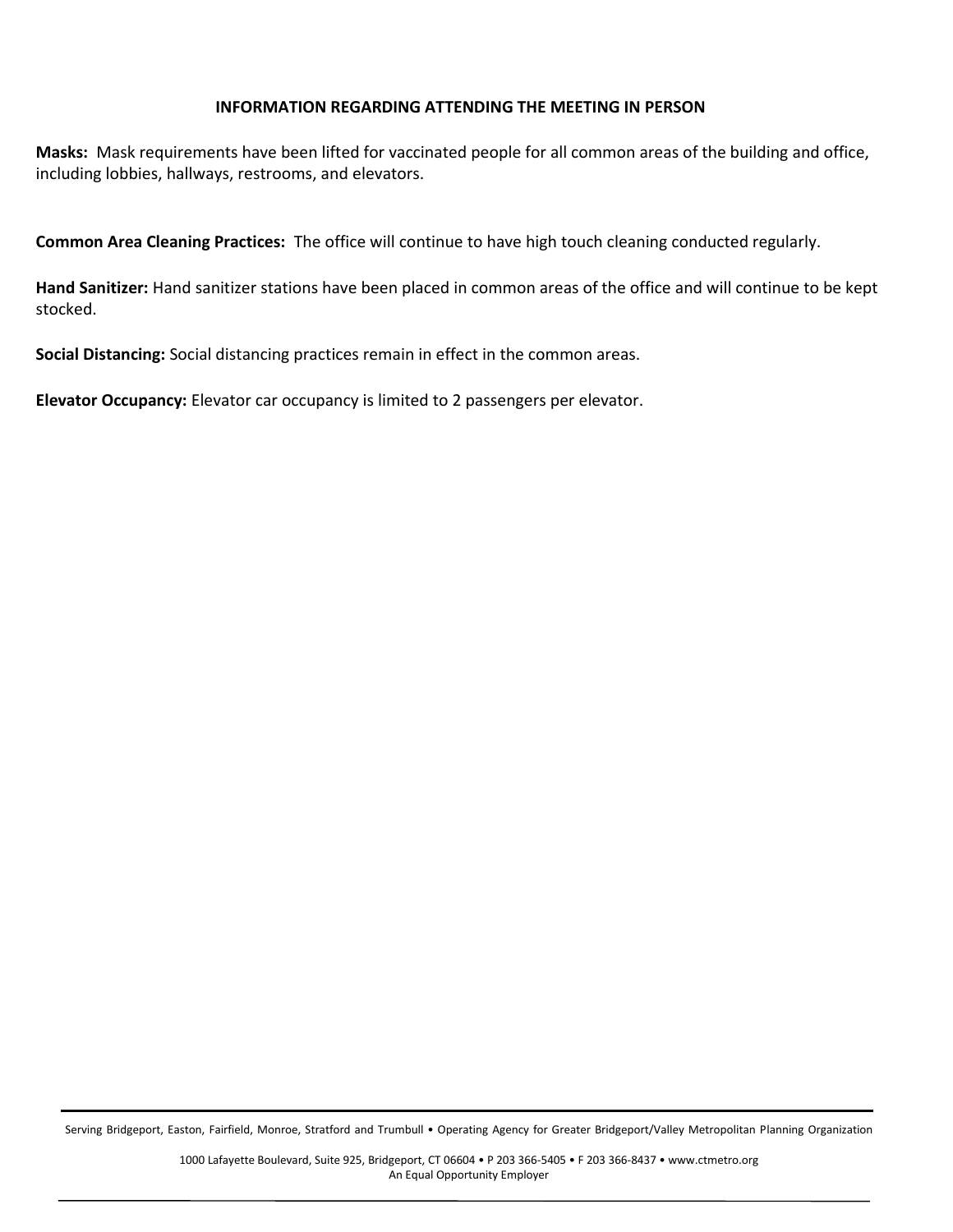## INFORMATION REGARDING ATTENDING THE MEETING IN PERSON

**Masks:** Mask requirements have been lifted for vaccinated people for all common areas of the building and office, including lobbies, hallways, restrooms, and elevators.

**Common Area Cleaning Practices:** The office will continue to have high touch cleaning conducted regularly.

**Hand Sanitizer:** Hand sanitizer stations have been placed in common areas of the office and will continue to be kept stocked.

**Social Distancing:** Social distancing practices remain in effect in the common areas.

**Elevator Occupancy:** Elevator car occupancy is limited to 2 passengers per elevator.